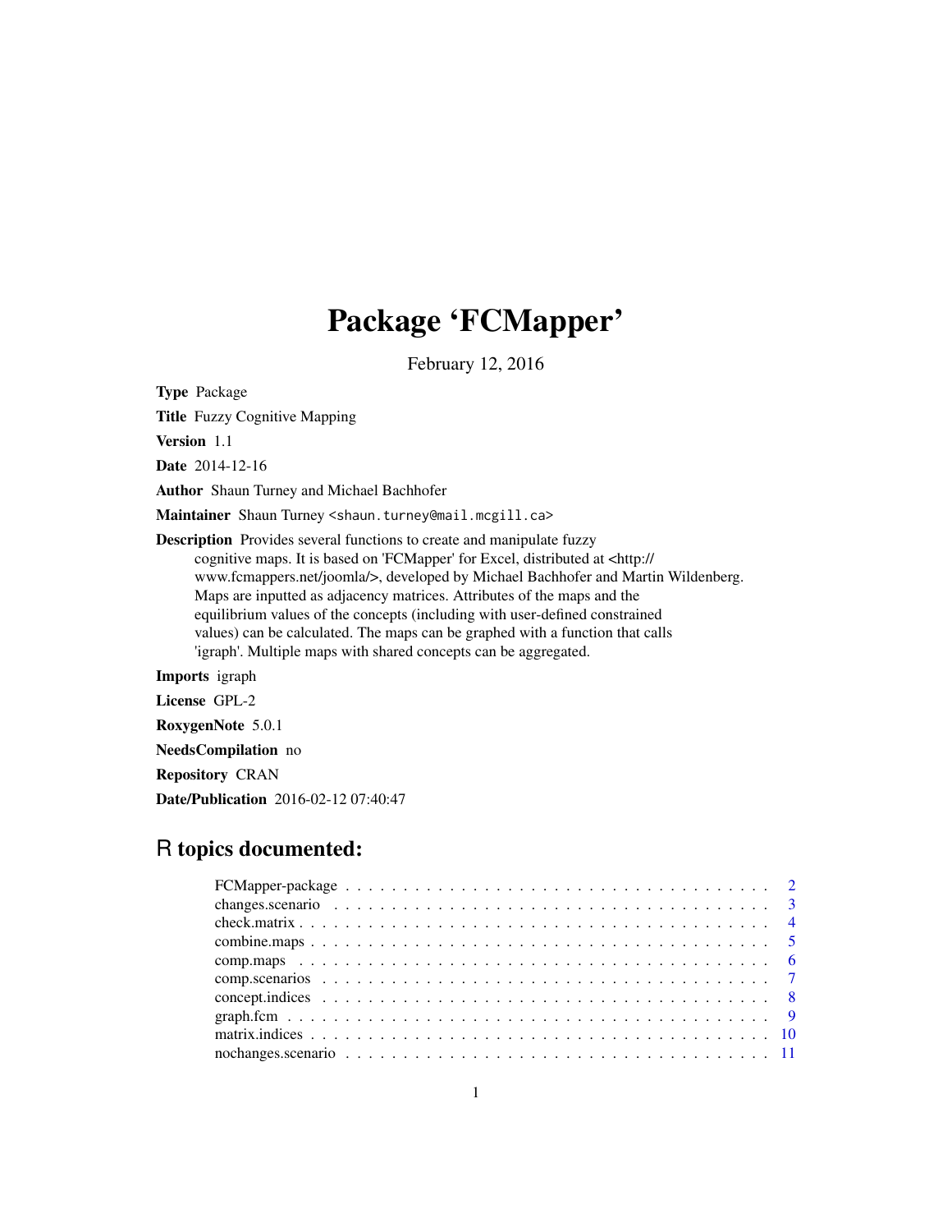# Package 'FCMapper'

February 12, 2016

**Type** Package

**Title** Fuzzy Cognitive Mapping

**Version** 1.1

**Date** 2014-12-16

**Author** Shaun Turney and Michael Bachhofer

**Maintainer** Shaun Turney <shaun.turney@mail.mcgill.ca>

**Description** Provides several functions to create and manipulate fuzzy cognitive maps. It is based on 'FCMapper' for Excel, distributed at <http://www.fcmappers.net/joomla/>, developed by Michael Bachhofer and Martin Wildenberg. Maps are inputted as adjacency matrices. Attributes of the maps and the equilibrium values of the concepts (including with user-defined constrained values) can be calculated. The maps can be graphed with a function that calls 'igraph'. Multiple maps with shared concepts can be aggregated.

**Imports** igraph

**License** GPL-2

**RoxygenNote** 5.0.1

**NeedsCompilation** no

**Repository** CRAN

**Date/Publication** 2016-02-12 07:40:47

## R topics documented:

- FCMapper-package . . . . . . . . . . . . . . . . . . . . . . . . . . . . . . . . . . . . . . 2
- changes.scenario . . . . . . . . . . . . . . . . . . . . . . . . . . . . . . . . . . . . . . 3
- check.matrix . . . . . . . . . . . . . . . . . . . . . . . . . . . . . . . . . . . . . . 4
- combine.maps . . . . . . . . . . . . . . . . . . . . . . . . . . . . . . . . . . . . . . 5
- comp.maps . . . . . . . . . . . . . . . . . . . . . . . . . . . . . . . . . . . . . . 6
- comp.scenarios . . . . . . . . . . . . . . . . . . . . . . . . . . . . . . . . . . . . . . 7
- concept.indices . . . . . . . . . . . . . . . . . . . . . . . . . . . . . . . . . . . . . . 8
- graph.fcm . . . . . . . . . . . . . . . . . . . . . . . . . . . . . . . . . . . . . . 9
- matrix.indices . . . . . . . . . . . . . . . . . . . . . . . . . . . . . . . . . . . . . . 10
- nochanges.scenario . . . . . . . . . . . . . . . . . . . . . . . . . . . . . . . . . . . . . . 11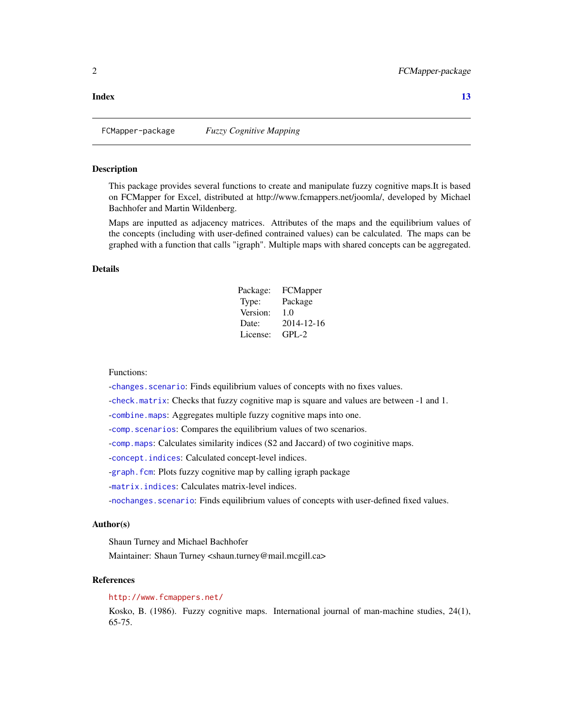**Index** **13**

---

FCMapper-package *Fuzzy Cognitive Mapping*

---

### Description

This package provides several functions to create and manipulate fuzzy cognitive maps.It is based on FCMapper for Excel, distributed at http://www.fcmappers.net/joomla/, developed by Michael Bachhofer and Martin Wildenberg.

Maps are inputted as adjacency matrices. Attributes of the maps and the equilibrium values of the concepts (including with user-defined contrained values) can be calculated. The maps can be graphed with a function that calls "igraph". Multiple maps with shared concepts can be aggregated.

### Details

| | |
|---|---|
| Package: | FCMapper |
| Type: | Package |
| Version: | 1.0 |
| Date: | 2014-12-16 |
| License: | GPL-2 |

Functions:

-`changes.scenario`: Finds equilibrium values of concepts with no fixes values.

-`check.matrix`: Checks that fuzzy cognitive map is square and values are between -1 and 1.

-`combine.maps`: Aggregates multiple fuzzy cognitive maps into one.

-`comp.scenarios`: Compares the equilibrium values of two scenarios.

-`comp.maps`: Calculates similarity indices (S2 and Jaccard) of two coginitive maps.

-`concept.indices`: Calculated concept-level indices.

-`graph.fcm`: Plots fuzzy cognitive map by calling igraph package

-`matrix.indices`: Calculates matrix-level indices.

-`nochanges.scenario`: Finds equilibrium values of concepts with user-defined fixed values.

### Author(s)

Shaun Turney and Michael Bachhofer

Maintainer: Shaun Turney <shaun.turney@mail.mcgill.ca>

### References

http://www.fcmappers.net/

Kosko, B. (1986). Fuzzy cognitive maps. International journal of man-machine studies, 24(1), 65-75.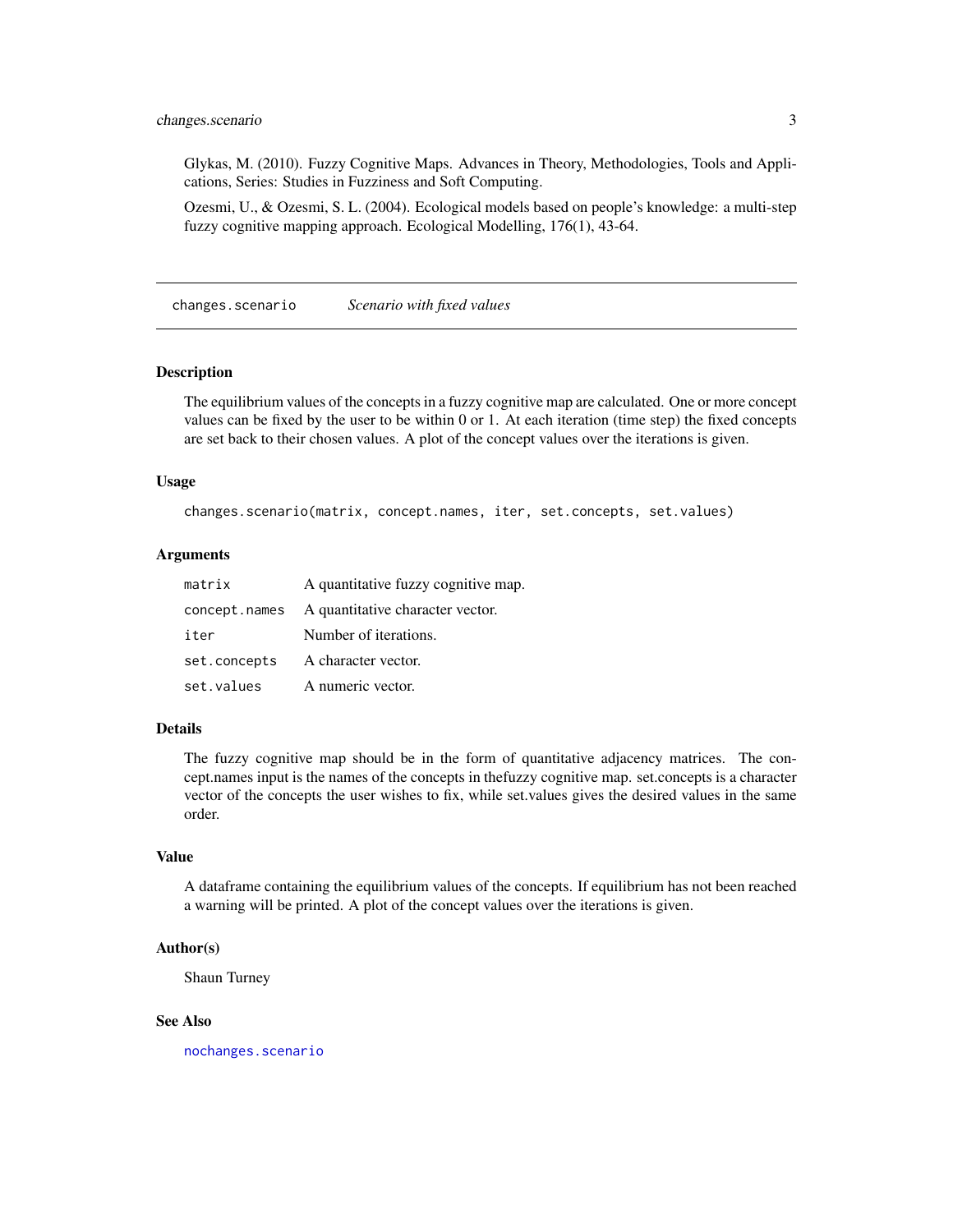Glykas, M. (2010). Fuzzy Cognitive Maps. Advances in Theory, Methodologies, Tools and Applications, Series: Studies in Fuzziness and Soft Computing.

Ozesmi, U., & Ozesmi, S. L. (2004). Ecological models based on people's knowledge: a multi-step fuzzy cognitive mapping approach. Ecological Modelling, 176(1), 43-64.

---

## changes.scenario — *Scenario with fixed values*

---

### Description

The equilibrium values of the concepts in a fuzzy cognitive map are calculated. One or more concept values can be fixed by the user to be within 0 or 1. At each iteration (time step) the fixed concepts are set back to their chosen values. A plot of the concept values over the iterations is given.

### Usage

```
changes.scenario(matrix, concept.names, iter, set.concepts, set.values)
```

### Arguments

| | |
|---|---|
| `matrix` | A quantitative fuzzy cognitive map. |
| `concept.names` | A quantitative character vector. |
| `iter` | Number of iterations. |
| `set.concepts` | A character vector. |
| `set.values` | A numeric vector. |

### Details

The fuzzy cognitive map should be in the form of quantitative adjacency matrices. The concept.names input is the names of the concepts in thefuzzy cognitive map. set.concepts is a character vector of the concepts the user wishes to fix, while set.values gives the desired values in the same order.

### Value

A dataframe containing the equilibrium values of the concepts. If equilibrium has not been reached a warning will be printed. A plot of the concept values over the iterations is given.

### Author(s)

Shaun Turney

### See Also

`nochanges.scenario`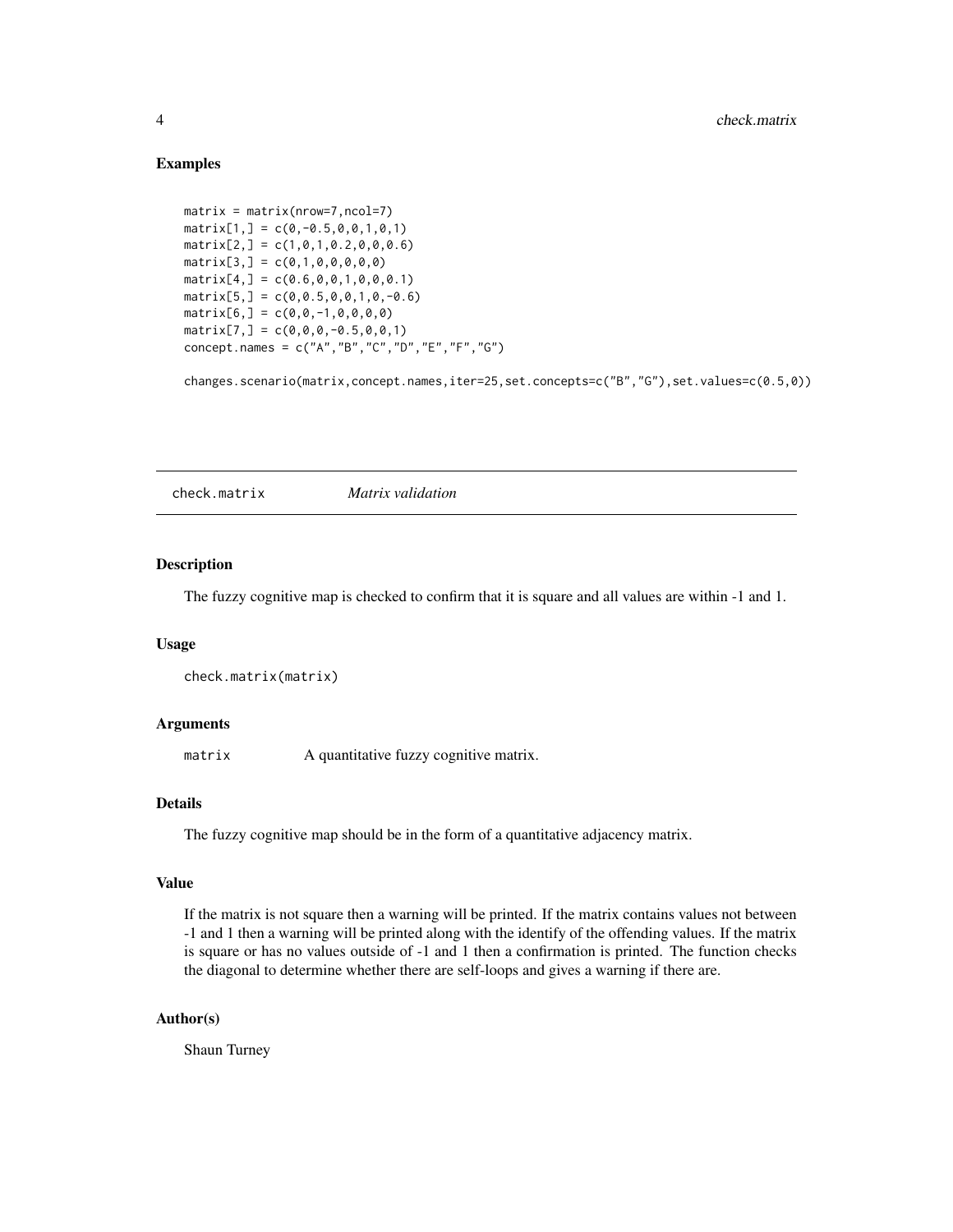### Examples

```
matrix = matrix(nrow=7,ncol=7)
matrix[1,] = c(0,-0.5,0,0,1,0,1)
matrix[2,] = c(1,0,1,0.2,0,0,0.6)
matrix[3,] = c(0,1,0,0,0,0,0)
matrix[4,] = c(0.6,0,0,1,0,0,0.1)
matrix[5,] = c(0,0.5,0,0,1,0,-0.6)
matrix[6,] = c(0,0,-1,0,0,0,0)
matrix[7,] = c(0,0,0,-0.5,0,0,1)
concept.names = c("A","B","C","D","E","F","G")

changes.scenario(matrix,concept.names,iter=25,set.concepts=c("B","G"),set.values=c(0.5,0))
```

---

## check.matrix *Matrix validation*

### Description

The fuzzy cognitive map is checked to confirm that it is square and all values are within -1 and 1.

### Usage

```
check.matrix(matrix)
```

### Arguments

| | |
|---|---|
| `matrix` | A quantitative fuzzy cognitive matrix. |

### Details

The fuzzy cognitive map should be in the form of a quantitative adjacency matrix.

### Value

If the matrix is not square then a warning will be printed. If the matrix contains values not between -1 and 1 then a warning will be printed along with the identify of the offending values. If the matrix is square or has no values outside of -1 and 1 then a confirmation is printed. The function checks the diagonal to determine whether there are self-loops and gives a warning if there are.

### Author(s)

Shaun Turney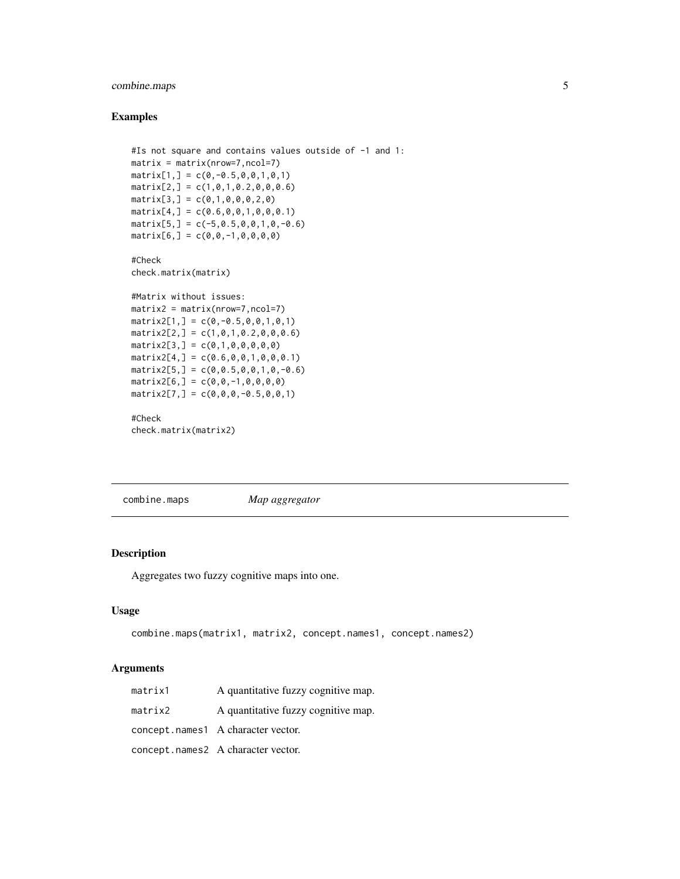### Examples

```
#Is not square and contains values outside of -1 and 1:
matrix = matrix(nrow=7,ncol=7)
matrix[1,] = c(0,-0.5,0,0,1,0,1)
matrix[2,] = c(1,0,1,0.2,0,0,0.6)
matrix[3,] = c(0,1,0,0,0,2,0)
matrix[4,] = c(0.6,0,0,1,0,0,0.1)
matrix[5,] = c(-5,0.5,0,0,1,0,-0.6)
matrix[6,] = c(0,0,-1,0,0,0,0)

#Check
check.matrix(matrix)

#Matrix without issues:
matrix2 = matrix(nrow=7,ncol=7)
matrix2[1,] = c(0,-0.5,0,0,1,0,1)
matrix2[2,] = c(1,0,1,0.2,0,0,0.6)
matrix2[3,] = c(0,1,0,0,0,0,0)
matrix2[4,] = c(0.6,0,0,1,0,0,0.1)
matrix2[5,] = c(0,0.5,0,0,1,0,-0.6)
matrix2[6,] = c(0,0,-1,0,0,0,0)
matrix2[7,] = c(0,0,0,-0.5,0,0,1)

#Check
check.matrix(matrix2)
```

---

## combine.maps — *Map aggregator*

### Description

Aggregates two fuzzy cognitive maps into one.

### Usage

```
combine.maps(matrix1, matrix2, concept.names1, concept.names2)
```

### Arguments

| | |
|---|---|
| `matrix1` | A quantitative fuzzy cognitive map. |
| `matrix2` | A quantitative fuzzy cognitive map. |
| `concept.names1` | A character vector. |
| `concept.names2` | A character vector. |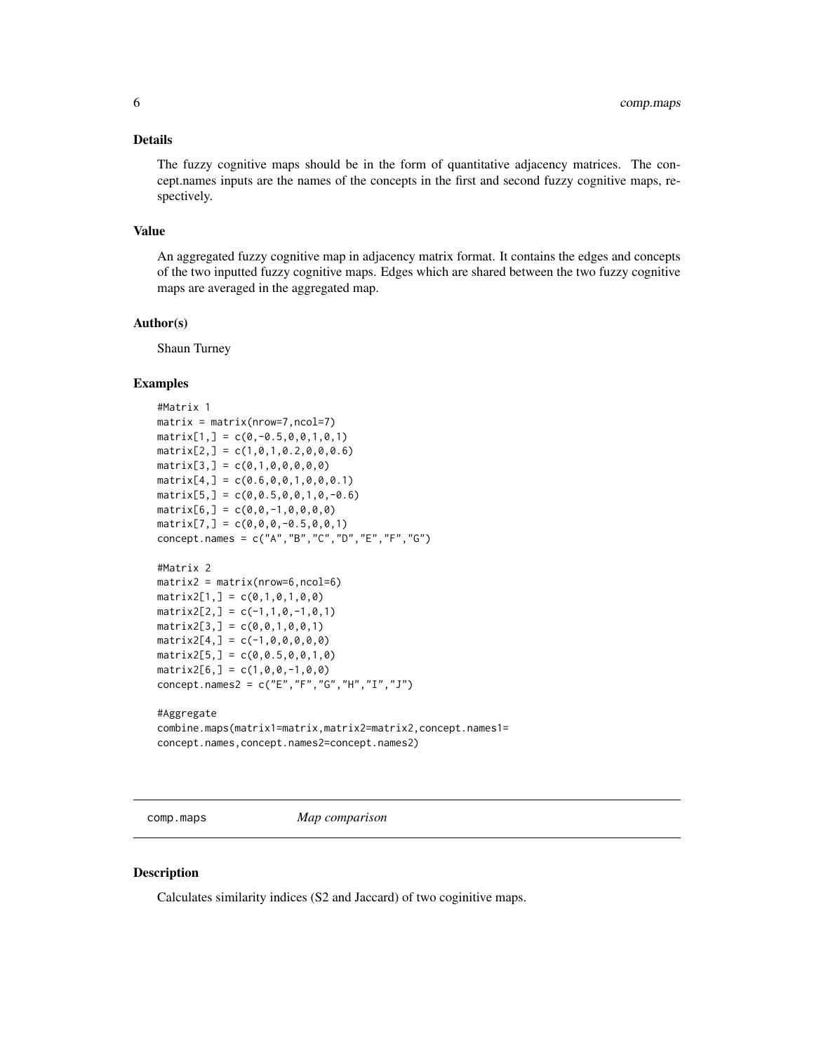### Details

The fuzzy cognitive maps should be in the form of quantitative adjacency matrices. The concept.names inputs are the names of the concepts in the first and second fuzzy cognitive maps, respectively.

### Value

An aggregated fuzzy cognitive map in adjacency matrix format. It contains the edges and concepts of the two inputted fuzzy cognitive maps. Edges which are shared between the two fuzzy cognitive maps are averaged in the aggregated map.

### Author(s)

Shaun Turney

### Examples

```
#Matrix 1
matrix = matrix(nrow=7,ncol=7)
matrix[1,] = c(0,-0.5,0,0,1,0,1)
matrix[2,] = c(1,0,1,0.2,0,0,0.6)
matrix[3,] = c(0,1,0,0,0,0,0)
matrix[4,] = c(0.6,0,0,1,0,0,0.1)
matrix[5,] = c(0,0.5,0,0,1,0,-0.6)
matrix[6,] = c(0,0,-1,0,0,0,0)
matrix[7,] = c(0,0,0,-0.5,0,0,1)
concept.names = c("A","B","C","D","E","F","G")

#Matrix 2
matrix2 = matrix(nrow=6,ncol=6)
matrix2[1,] = c(0,1,0,1,0,0)
matrix2[2,] = c(-1,1,0,-1,0,1)
matrix2[3,] = c(0,0,1,0,0,1)
matrix2[4,] = c(-1,0,0,0,0,0)
matrix2[5,] = c(0,0.5,0,0,1,0)
matrix2[6,] = c(1,0,0,-1,0,0)
concept.names2 = c("E","F","G","H","I","J")

#Aggregate
combine.maps(matrix1=matrix,matrix2=matrix2,concept.names1=
concept.names,concept.names2=concept.names2)
```

## comp.maps *Map comparison*

### Description

Calculates similarity indices (S2 and Jaccard) of two coginitive maps.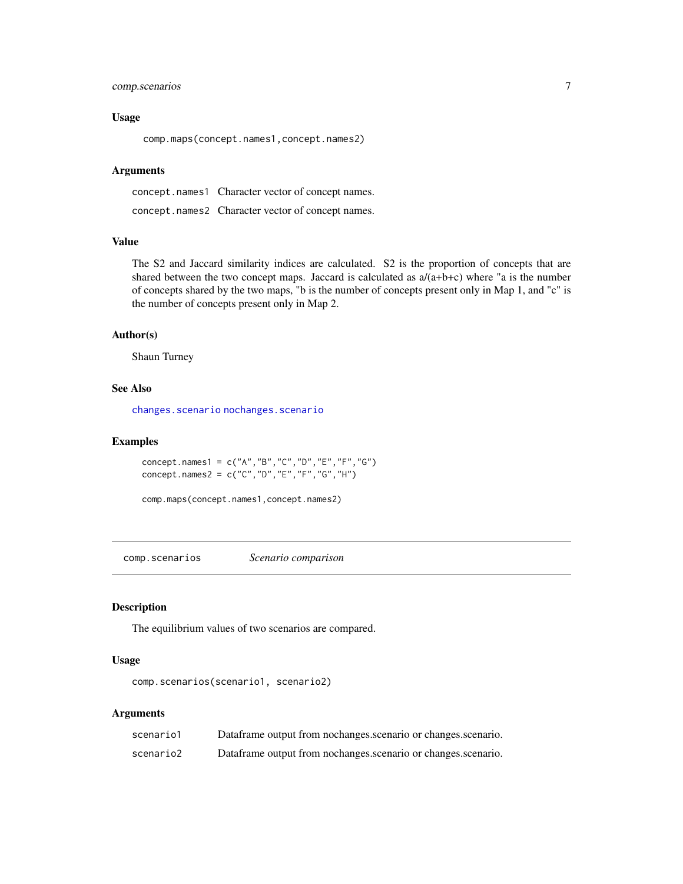### Usage

```
comp.maps(concept.names1,concept.names2)
```

### Arguments

| | |
|---|---|
| `concept.names1` | Character vector of concept names. |
| `concept.names2` | Character vector of concept names. |

### Value

The S2 and Jaccard similarity indices are calculated. S2 is the proportion of concepts that are shared between the two concept maps. Jaccard is calculated as a/(a+b+c) where "a is the number of concepts shared by the two maps, "b is the number of concepts present only in Map 1, and "c" is the number of concepts present only in Map 2.

### Author(s)

Shaun Turney

### See Also

`changes.scenario` `nochanges.scenario`

### Examples

```
concept.names1 = c("A","B","C","D","E","F","G")
concept.names2 = c("C","D","E","F","G","H")

comp.maps(concept.names1,concept.names2)
```

---

## comp.scenarios — *Scenario comparison*

### Description

The equilibrium values of two scenarios are compared.

### Usage

```
comp.scenarios(scenario1, scenario2)
```

### Arguments

| | |
|---|---|
| `scenario1` | Dataframe output from nochanges.scenario or changes.scenario. |
| `scenario2` | Dataframe output from nochanges.scenario or changes.scenario. |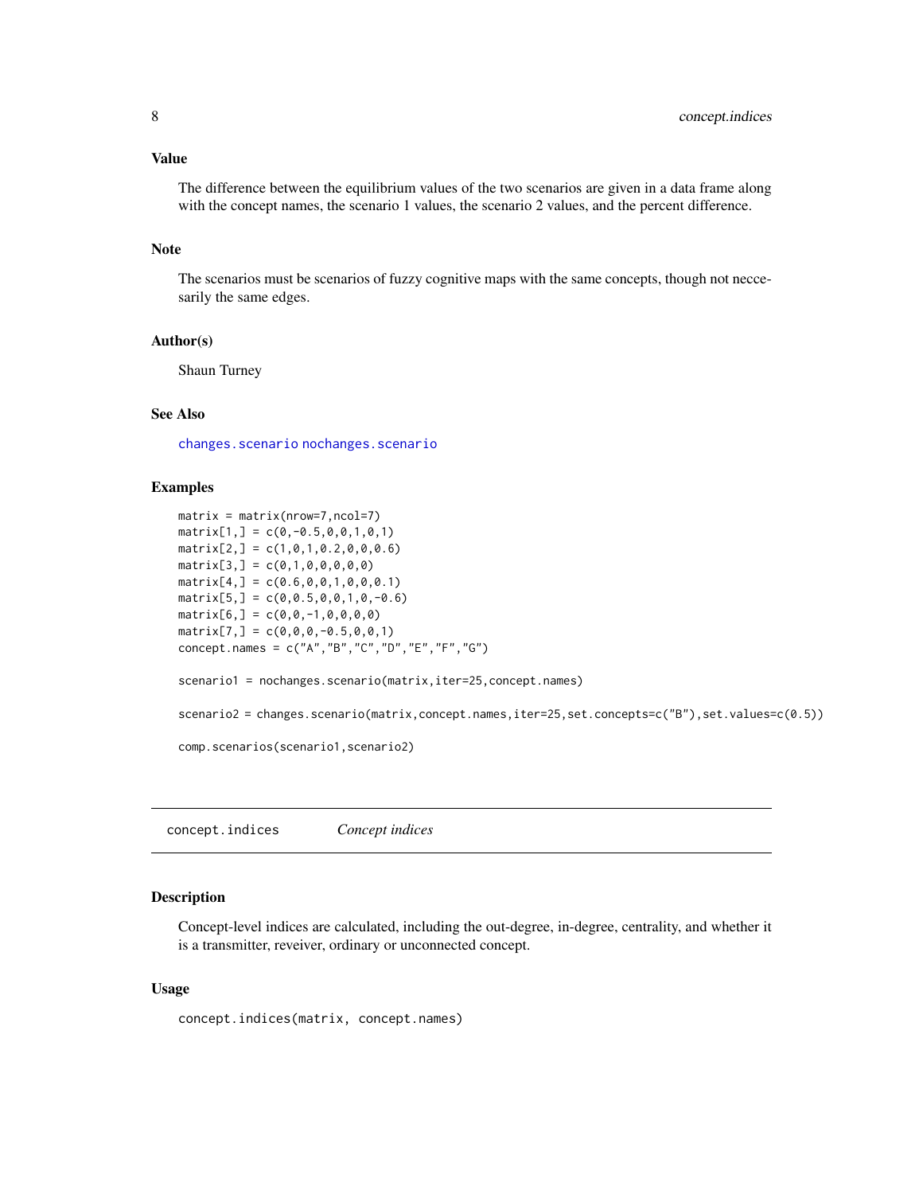### Value

The difference between the equilibrium values of the two scenarios are given in a data frame along with the concept names, the scenario 1 values, the scenario 2 values, and the percent difference.

### Note

The scenarios must be scenarios of fuzzy cognitive maps with the same concepts, though not neccesarily the same edges.

### Author(s)

Shaun Turney

### See Also

changes.scenario nochanges.scenario

### Examples

```
matrix = matrix(nrow=7,ncol=7)
matrix[1,] = c(0,-0.5,0,0,1,0,1)
matrix[2,] = c(1,0,1,0.2,0,0,0.6)
matrix[3,] = c(0,1,0,0,0,0,0)
matrix[4,] = c(0.6,0,0,1,0,0,0.1)
matrix[5,] = c(0,0.5,0,0,1,0,-0.6)
matrix[6,] = c(0,0,-1,0,0,0,0)
matrix[7,] = c(0,0,0,-0.5,0,0,1)
concept.names = c("A","B","C","D","E","F","G")

scenario1 = nochanges.scenario(matrix,iter=25,concept.names)

scenario2 = changes.scenario(matrix,concept.names,iter=25,set.concepts=c("B"),set.values=c(0.5))

comp.scenarios(scenario1,scenario2)
```

---

## concept.indices *Concept indices*

### Description

Concept-level indices are calculated, including the out-degree, in-degree, centrality, and whether it is a transmitter, reveiver, ordinary or unconnected concept.

### Usage

```
concept.indices(matrix, concept.names)
```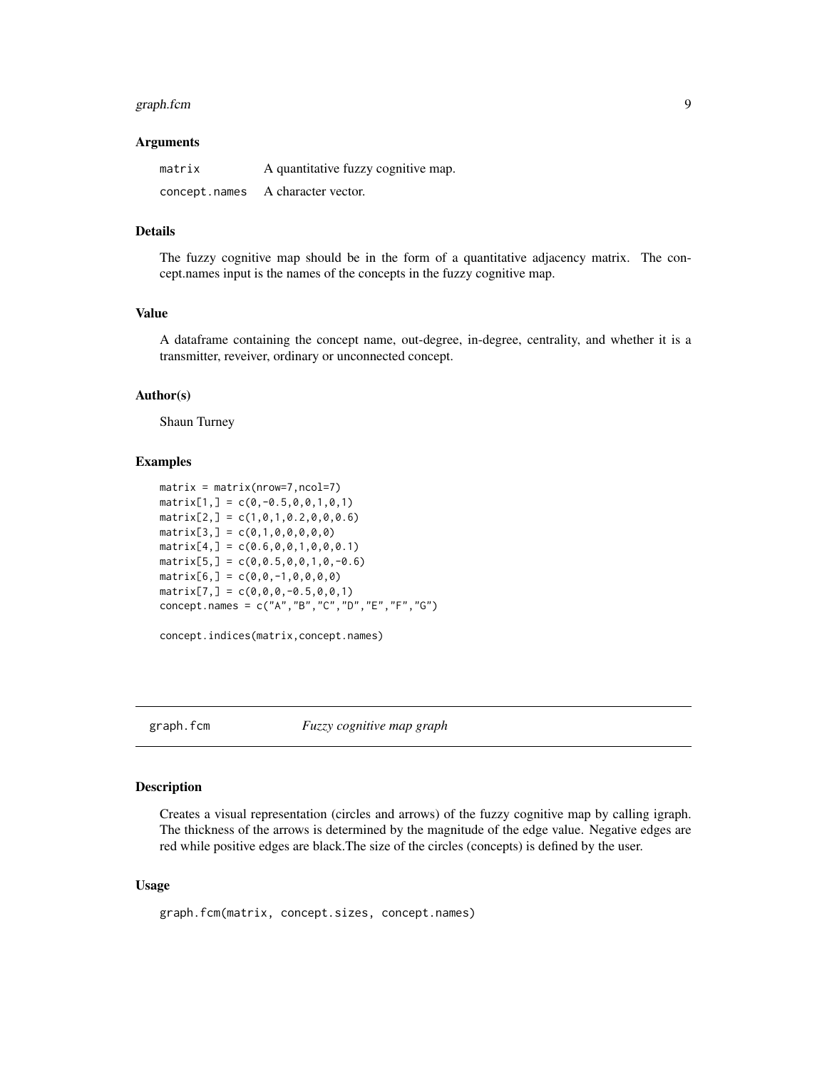### Arguments

| | |
|---|---|
| `matrix` | A quantitative fuzzy cognitive map. |
| `concept.names` | A character vector. |

### Details

The fuzzy cognitive map should be in the form of a quantitative adjacency matrix. The concept.names input is the names of the concepts in the fuzzy cognitive map.

### Value

A dataframe containing the concept name, out-degree, in-degree, centrality, and whether it is a transmitter, reveiver, ordinary or unconnected concept.

### Author(s)

Shaun Turney

### Examples

```
matrix = matrix(nrow=7,ncol=7)
matrix[1,] = c(0,-0.5,0,0,1,0,1)
matrix[2,] = c(1,0,1,0.2,0,0,0.6)
matrix[3,] = c(0,1,0,0,0,0,0)
matrix[4,] = c(0.6,0,0,1,0,0,0.1)
matrix[5,] = c(0,0.5,0,0,1,0,-0.6)
matrix[6,] = c(0,0,-1,0,0,0,0)
matrix[7,] = c(0,0,0,-0.5,0,0,1)
concept.names = c("A","B","C","D","E","F","G")

concept.indices(matrix,concept.names)
```

---

## graph.fcm — *Fuzzy cognitive map graph*

### Description

Creates a visual representation (circles and arrows) of the fuzzy cognitive map by calling igraph. The thickness of the arrows is determined by the magnitude of the edge value. Negative edges are red while positive edges are black.The size of the circles (concepts) is defined by the user.

### Usage

```
graph.fcm(matrix, concept.sizes, concept.names)
```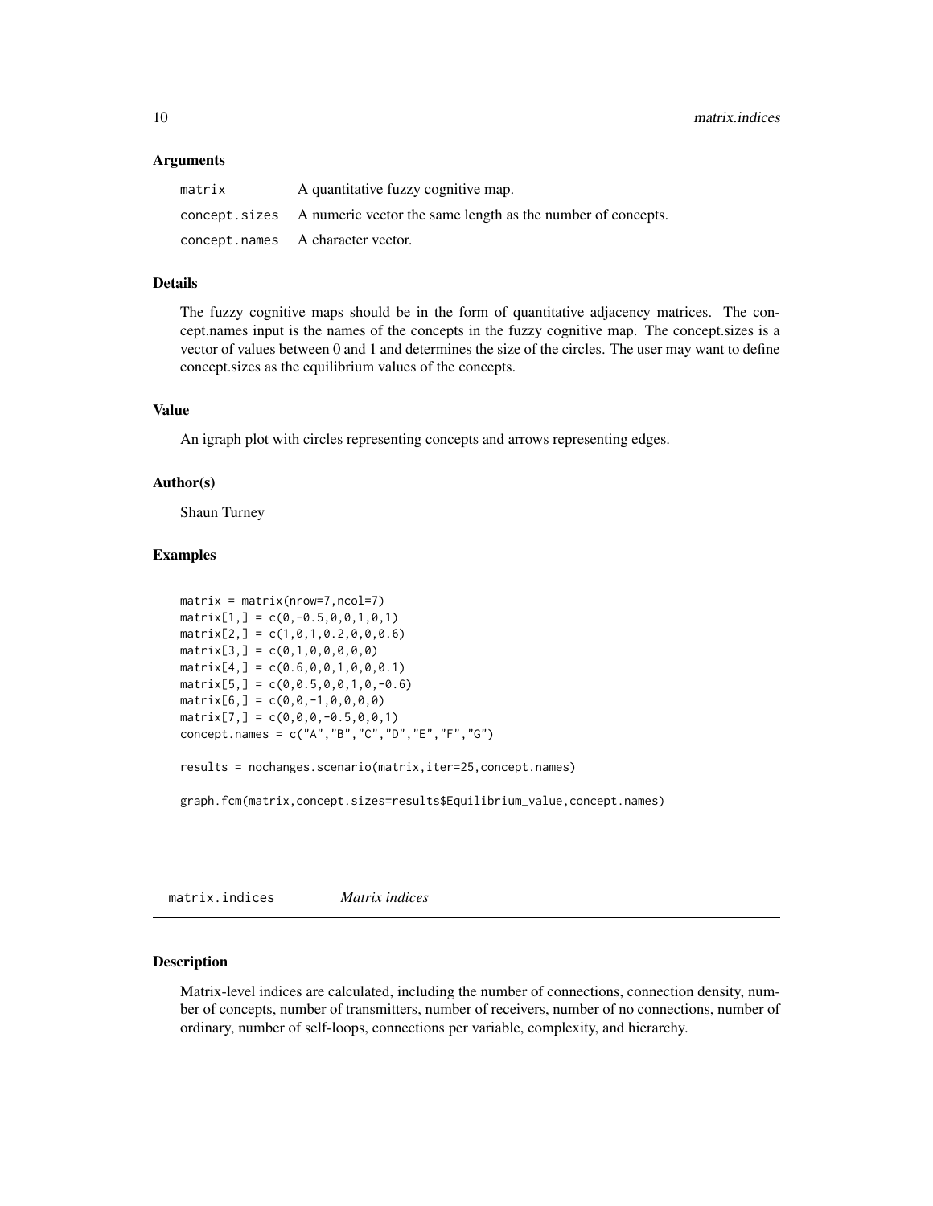### Arguments

| | |
|---|---|
| matrix | A quantitative fuzzy cognitive map. |
| concept.sizes | A numeric vector the same length as the number of concepts. |
| concept.names | A character vector. |

### Details

The fuzzy cognitive maps should be in the form of quantitative adjacency matrices. The concept.names input is the names of the concepts in the fuzzy cognitive map. The concept.sizes is a vector of values between 0 and 1 and determines the size of the circles. The user may want to define concept.sizes as the equilibrium values of the concepts.

### Value

An igraph plot with circles representing concepts and arrows representing edges.

### Author(s)

Shaun Turney

### Examples

```
matrix = matrix(nrow=7,ncol=7)
matrix[1,] = c(0,-0.5,0,0,1,0,1)
matrix[2,] = c(1,0,1,0.2,0,0,0.6)
matrix[3,] = c(0,1,0,0,0,0,0)
matrix[4,] = c(0.6,0,0,1,0,0,0.1)
matrix[5,] = c(0,0.5,0,0,1,0,-0.6)
matrix[6,] = c(0,0,-1,0,0,0,0)
matrix[7,] = c(0,0,0,-0.5,0,0,1)
concept.names = c("A","B","C","D","E","F","G")

results = nochanges.scenario(matrix,iter=25,concept.names)

graph.fcm(matrix,concept.sizes=results$Equilibrium_value,concept.names)
```

## matrix.indices *Matrix indices*

### Description

Matrix-level indices are calculated, including the number of connections, connection density, number of concepts, number of transmitters, number of receivers, number of no connections, number of ordinary, number of self-loops, connections per variable, complexity, and hierarchy.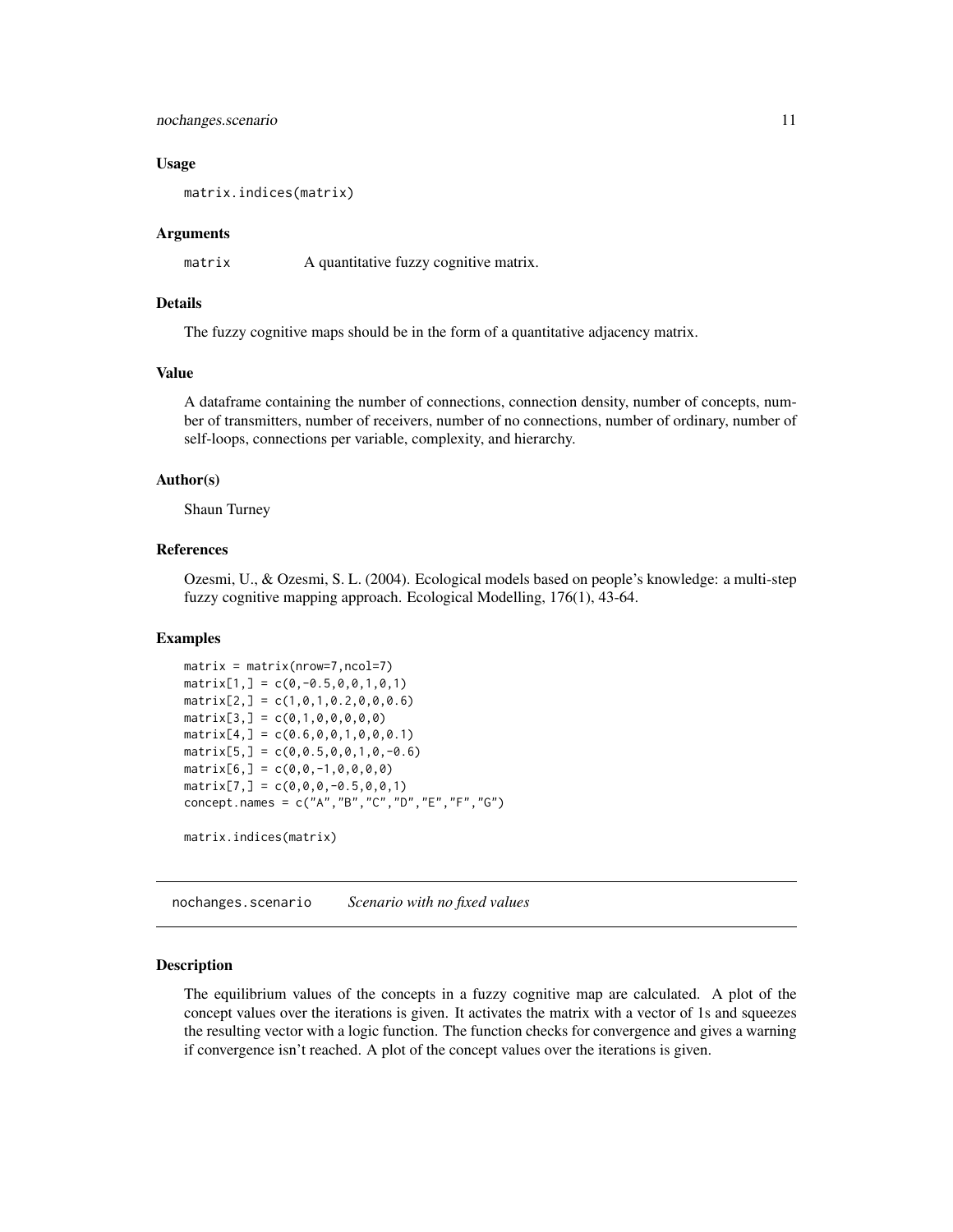### Usage

```
matrix.indices(matrix)
```

### Arguments

`matrix` A quantitative fuzzy cognitive matrix.

### Details

The fuzzy cognitive maps should be in the form of a quantitative adjacency matrix.

### Value

A dataframe containing the number of connections, connection density, number of concepts, number of transmitters, number of receivers, number of no connections, number of ordinary, number of self-loops, connections per variable, complexity, and hierarchy.

### Author(s)

Shaun Turney

### References

Ozesmi, U., & Ozesmi, S. L. (2004). Ecological models based on people's knowledge: a multi-step fuzzy cognitive mapping approach. Ecological Modelling, 176(1), 43-64.

### Examples

```
matrix = matrix(nrow=7,ncol=7)
matrix[1,] = c(0,-0.5,0,0,1,0,1)
matrix[2,] = c(1,0,1,0.2,0,0,0.6)
matrix[3,] = c(0,1,0,0,0,0,0)
matrix[4,] = c(0.6,0,0,1,0,0,0.1)
matrix[5,] = c(0,0.5,0,0,1,0,-0.6)
matrix[6,] = c(0,0,-1,0,0,0,0)
matrix[7,] = c(0,0,0,-0.5,0,0,1)
concept.names = c("A","B","C","D","E","F","G")

matrix.indices(matrix)
```

---

## nochanges.scenario *Scenario with no fixed values*

### Description

The equilibrium values of the concepts in a fuzzy cognitive map are calculated. A plot of the concept values over the iterations is given. It activates the matrix with a vector of 1s and squeezes the resulting vector with a logic function. The function checks for convergence and gives a warning if convergence isn't reached. A plot of the concept values over the iterations is given.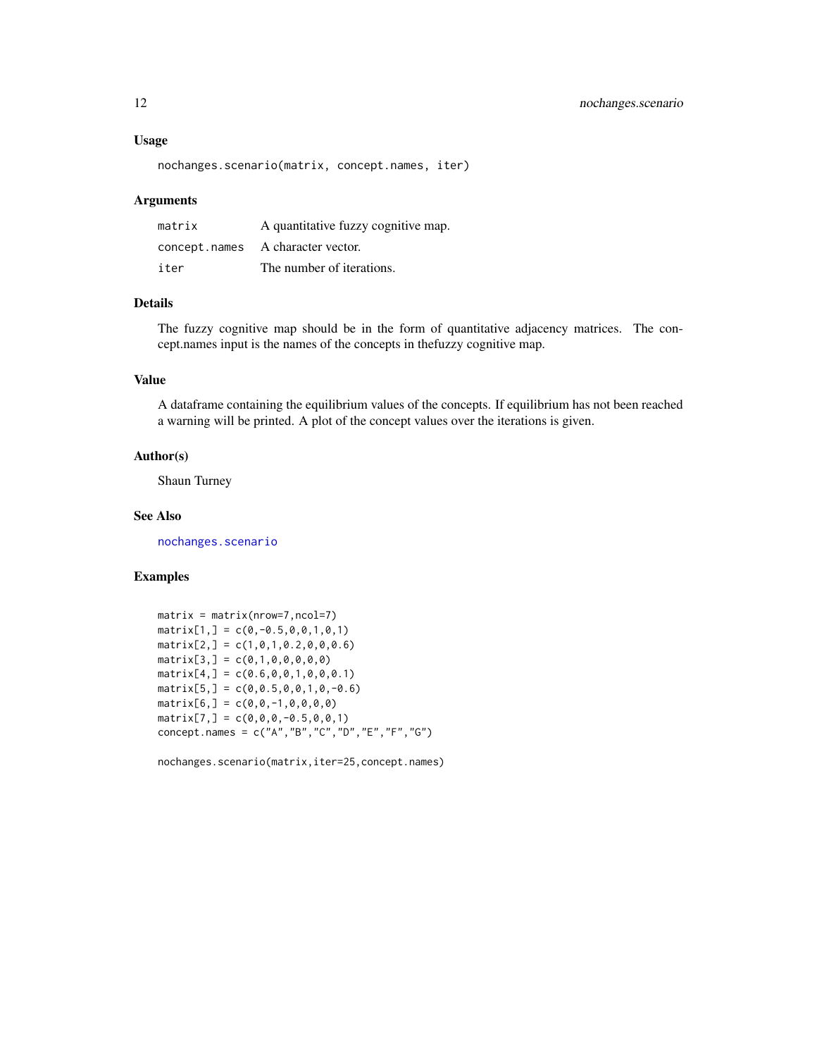### Usage

```
nochanges.scenario(matrix, concept.names, iter)
```

### Arguments

| | |
|---|---|
| matrix | A quantitative fuzzy cognitive map. |
| concept.names | A character vector. |
| iter | The number of iterations. |

### Details

The fuzzy cognitive map should be in the form of quantitative adjacency matrices. The concept.names input is the names of the concepts in thefuzzy cognitive map.

### Value

A dataframe containing the equilibrium values of the concepts. If equilibrium has not been reached a warning will be printed. A plot of the concept values over the iterations is given.

### Author(s)

Shaun Turney

### See Also

nochanges.scenario

### Examples

```
matrix = matrix(nrow=7,ncol=7)
matrix[1,] = c(0,-0.5,0,0,1,0,1)
matrix[2,] = c(1,0,1,0.2,0,0,0.6)
matrix[3,] = c(0,1,0,0,0,0,0)
matrix[4,] = c(0.6,0,0,1,0,0,0.1)
matrix[5,] = c(0,0.5,0,0,1,0,-0.6)
matrix[6,] = c(0,0,-1,0,0,0,0)
matrix[7,] = c(0,0,0,-0.5,0,0,1)
concept.names = c("A","B","C","D","E","F","G")

nochanges.scenario(matrix,iter=25,concept.names)
```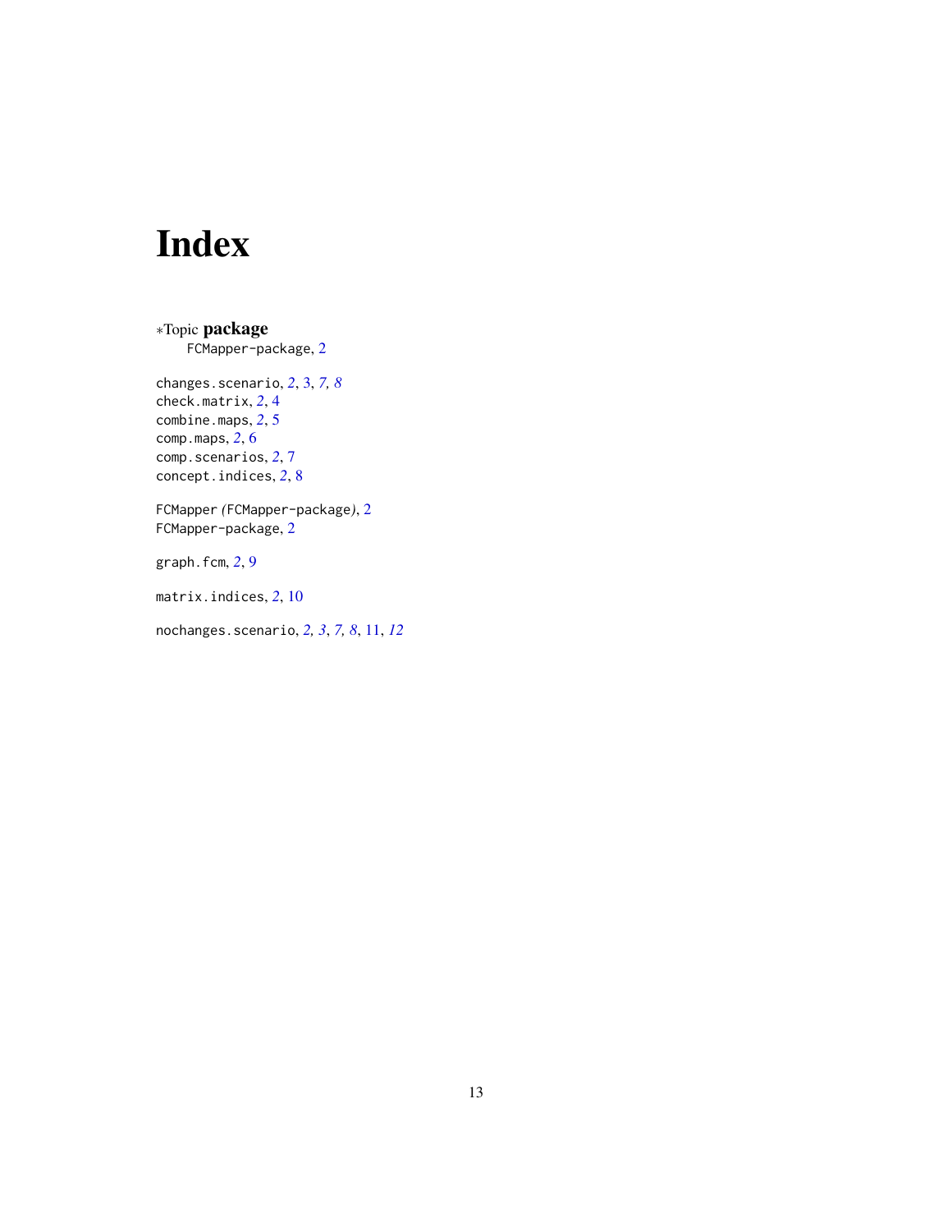# Index

*Topic **package**

FCMapper-package, 2

changes.scenario, *2*, 3, *7, 8*
check.matrix, *2*, 4
combine.maps, *2*, 5
comp.maps, *2*, 6
comp.scenarios, *2*, 7
concept.indices, *2*, 8

FCMapper *(*FCMapper-package*)*, 2
FCMapper-package, 2

graph.fcm, *2*, 9

matrix.indices, *2*, 10

nochanges.scenario, *2, 3*, *7, 8*, 11, *12*